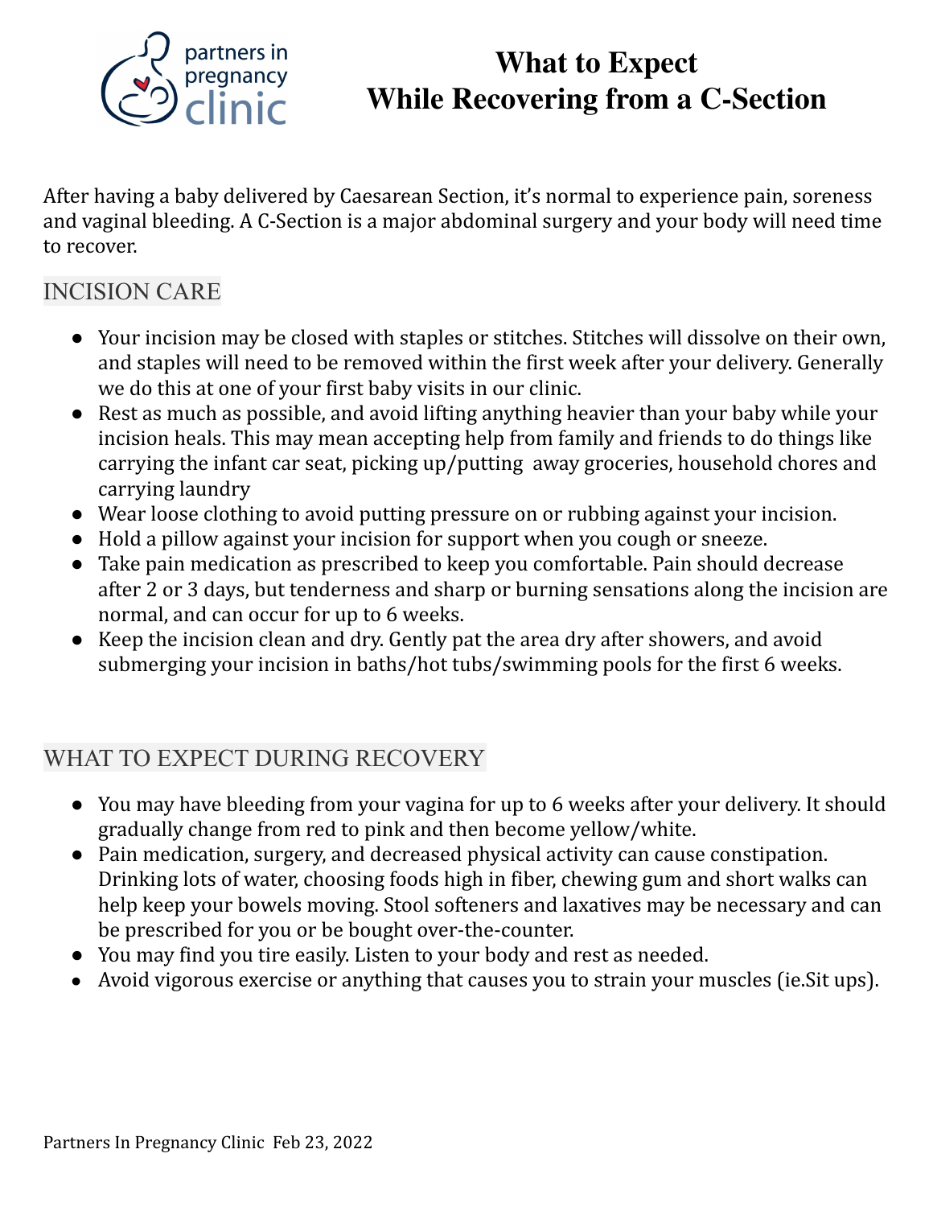partners in pregnancy clinic

# What to Expect While Recovering from a C-Section

After having a baby delivered by Caesarean Section, it's normal to experience pain, soreness and vaginal bleeding. A C-Section is a major abdominal surgery and your body will need time to recover.

## INCISION CARE

- Your incision may be closed with staples or stitches. Stitches will dissolve on their own, and staples will need to be removed within the first week after your delivery. Generally we do this at one of your first baby visits in our clinic.
- Rest as much as possible, and avoid lifting anything heavier than your baby while your incision heals. This may mean accepting help from family and friends to do things like carrying the infant car seat, picking up/putting away groceries, household chores and carrying laundry
- Wear loose clothing to avoid putting pressure on or rubbing against your incision.
- Hold a pillow against your incision for support when you cough or sneeze.
- Take pain medication as prescribed to keep you comfortable. Pain should decrease after 2 or 3 days, but tenderness and sharp or burning sensations along the incision are normal, and can occur for up to 6 weeks.
- Keep the incision clean and dry. Gently pat the area dry after showers, and avoid submerging your incision in baths/hot tubs/swimming pools for the first 6 weeks.

## WHAT TO EXPECT DURING RECOVERY

- You may have bleeding from your vagina for up to 6 weeks after your delivery. It should gradually change from red to pink and then become yellow/white.
- Pain medication, surgery, and decreased physical activity can cause constipation. Drinking lots of water, choosing foods high in fiber, chewing gum and short walks can help keep your bowels moving. Stool softeners and laxatives may be necessary and can be prescribed for you or be bought over-the-counter.
- You may find you tire easily. Listen to your body and rest as needed.
- Avoid vigorous exercise or anything that causes you to strain your muscles (ie.Sit ups).

Partners In Pregnancy Clinic Feb 23, 2022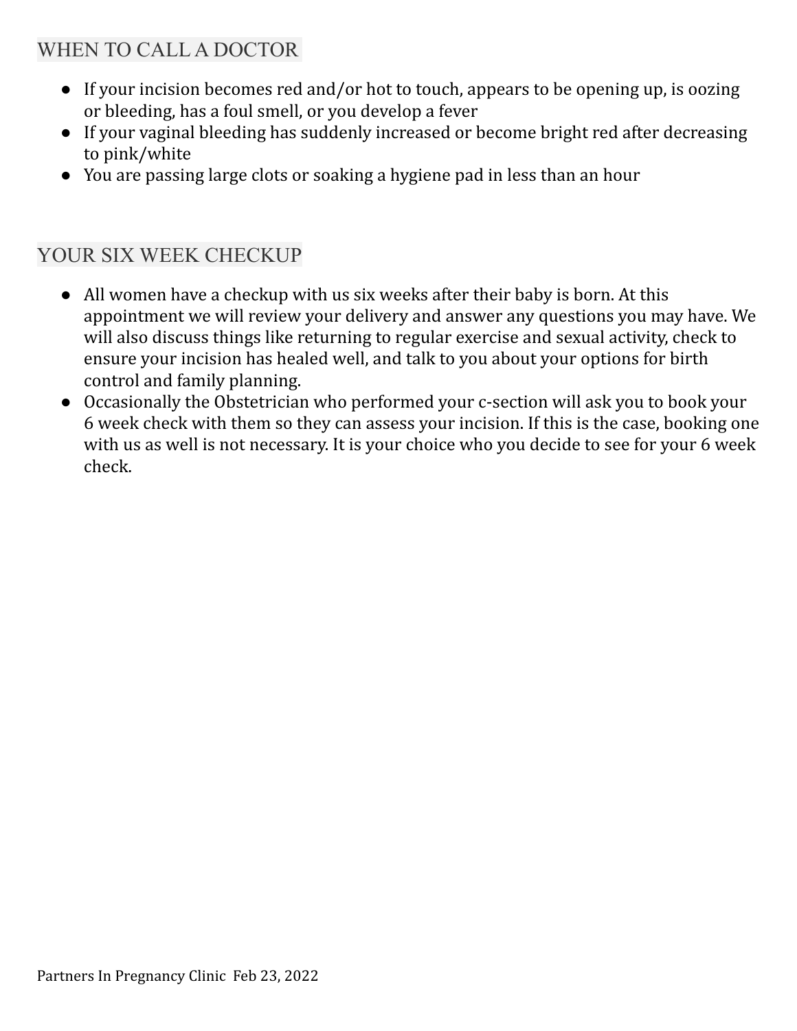## WHEN TO CALL A DOCTOR

- If your incision becomes red and/or hot to touch, appears to be opening up, is oozing or bleeding, has a foul smell, or you develop a fever
- If your vaginal bleeding has suddenly increased or become bright red after decreasing to pink/white
- You are passing large clots or soaking a hygiene pad in less than an hour

## YOUR SIX WEEK CHECKUP

- All women have a checkup with us six weeks after their baby is born. At this appointment we will review your delivery and answer any questions you may have. We will also discuss things like returning to regular exercise and sexual activity, check to ensure your incision has healed well, and talk to you about your options for birth control and family planning.
- Occasionally the Obstetrician who performed your c-section will ask you to book your 6 week check with them so they can assess your incision. If this is the case, booking one with us as well is not necessary. It is your choice who you decide to see for your 6 week check.